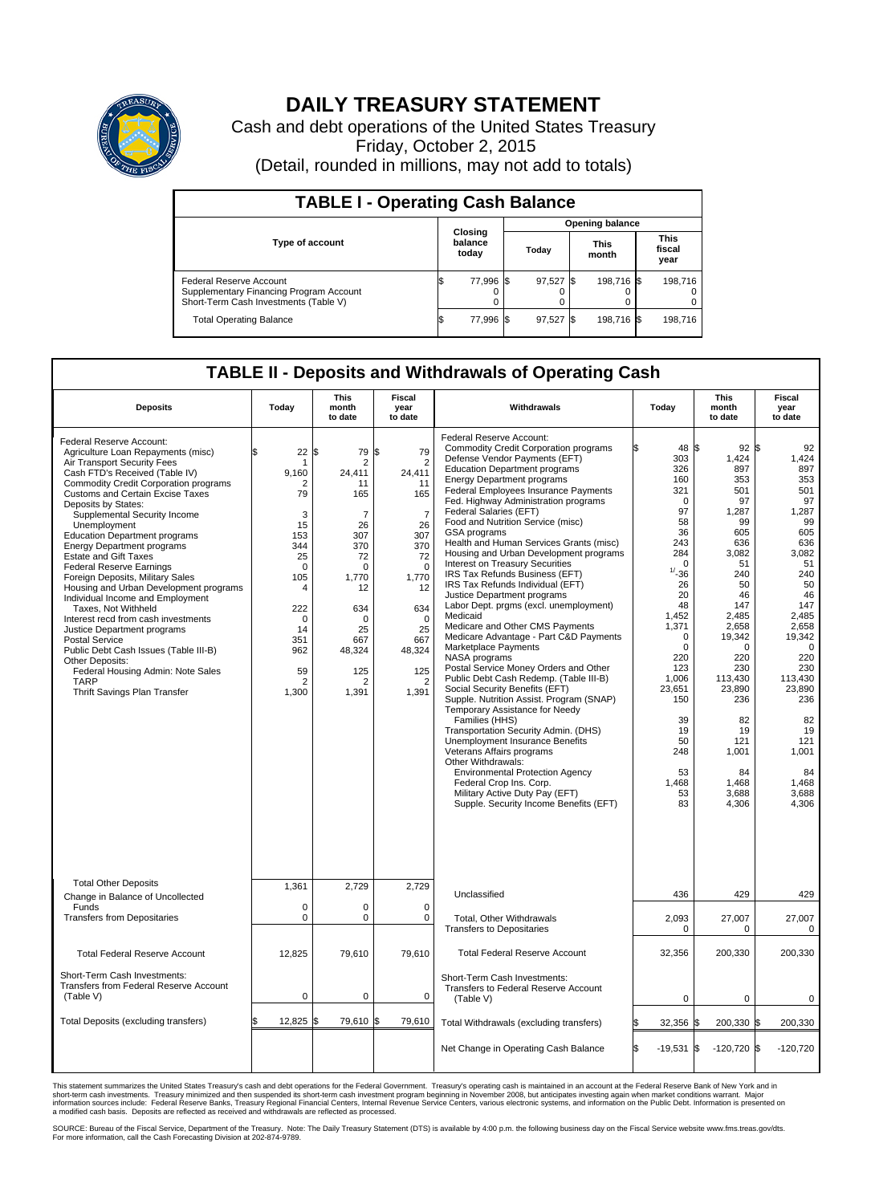# DAILY TREASURY STATEMENT

Cash and debt operations of the United States Treasury

Friday, October 2, 2015

(Detail, rounded in millions, may not add to totals)

## TABLE I - Operating Cash Balance

| Type of account | Closing balance today | Opening balance Today | Opening balance This month | Opening balance This fiscal year |
|---|---|---|---|---|
| Federal Reserve Account | $ 77,996 | $ 97,527 | $ 198,716 | $ 198,716 |
| Supplementary Financing Program Account | 0 | 0 | 0 | 0 |
| Short-Term Cash Investments (Table V) | 0 | 0 | 0 | 0 |
| Total Operating Balance | $ 77,996 | $ 97,527 | $ 198,716 | $ 198,716 |

## TABLE II - Deposits and Withdrawals of Operating Cash

| Deposits | Today | This month to date | Fiscal year to date |
|---|---|---|---|
| Federal Reserve Account: | | | |
| Agriculture Loan Repayments (misc) | $ 22 | $ 79 | $ 79 |
| Air Transport Security Fees | 1 | 2 | 2 |
| Cash FTD's Received (Table IV) | 9,160 | 24,411 | 24,411 |
| Commodity Credit Corporation programs | 2 | 11 | 11 |
| Customs and Certain Excise Taxes | 79 | 165 | 165 |
| Deposits by States: | | | |
| Supplemental Security Income | 3 | 7 | 7 |
| Unemployment | 15 | 26 | 26 |
| Education Department programs | 153 | 307 | 307 |
| Energy Department programs | 344 | 370 | 370 |
| Estate and Gift Taxes | 25 | 72 | 72 |
| Federal Reserve Earnings | 0 | 0 | 0 |
| Foreign Deposits, Military Sales | 105 | 1,770 | 1,770 |
| Housing and Urban Development programs | 4 | 12 | 12 |
| Individual Income and Employment Taxes, Not Withheld | 222 | 634 | 634 |
| Interest recd from cash investments | 0 | 0 | 0 |
| Justice Department programs | 14 | 25 | 25 |
| Postal Service | 351 | 667 | 667 |
| Public Debt Cash Issues (Table III-B) | 962 | 48,324 | 48,324 |
| Other Deposits: | | | |
| Federal Housing Admin: Note Sales | 59 | 125 | 125 |
| TARP | 2 | 2 | 2 |
| Thrift Savings Plan Transfer | 1,300 | 1,391 | 1,391 |
| Total Other Deposits | 1,361 | 2,729 | 2,729 |
| Change in Balance of Uncollected Funds | 0 | 0 | 0 |
| Transfers from Depositaries | 0 | 0 | 0 |
| Total Federal Reserve Account | 12,825 | 79,610 | 79,610 |
| Short-Term Cash Investments: Transfers from Federal Reserve Account (Table V) | 0 | 0 | 0 |
| Total Deposits (excluding transfers) | $ 12,825 | $ 79,610 | $ 79,610 |

| Withdrawals | Today | This month to date | Fiscal year to date |
|---|---|---|---|
| Federal Reserve Account: | | | |
| Commodity Credit Corporation programs | $ 48 | $ 92 | $ 92 |
| Defense Vendor Payments (EFT) | 303 | 1,424 | 1,424 |
| Education Department programs | 326 | 897 | 897 |
| Energy Department programs | 160 | 353 | 353 |
| Federal Employees Insurance Payments | 321 | 501 | 501 |
| Fed. Highway Administration programs | 0 | 97 | 97 |
| Federal Salaries (EFT) | 97 | 1,287 | 1,287 |
| Food and Nutrition Service (misc) | 58 | 99 | 99 |
| GSA programs | 36 | 605 | 605 |
| Health and Human Services Grants (misc) | 243 | 636 | 636 |
| Housing and Urban Development programs | 284 | 3,082 | 3,082 |
| Interest on Treasury Securities | 0 | 51 | 51 |
| IRS Tax Refunds Business (EFT) | 1/ -36 | 240 | 240 |
| IRS Tax Refunds Individual (EFT) | 26 | 50 | 50 |
| Justice Department programs | 20 | 46 | 46 |
| Labor Dept. prgms (excl. unemployment) | 48 | 147 | 147 |
| Medicaid | 1,452 | 2,485 | 2,485 |
| Medicare and Other CMS Payments | 1,371 | 2,658 | 2,658 |
| Medicare Advantage - Part C&D Payments | 0 | 19,342 | 19,342 |
| Marketplace Payments | 0 | 0 | 0 |
| NASA programs | 220 | 220 | 220 |
| Postal Service Money Orders and Other | 123 | 230 | 230 |
| Public Debt Cash Redemp. (Table III-B) | 1,006 | 113,430 | 113,430 |
| Social Security Benefits (EFT) | 23,651 | 23,890 | 23,890 |
| Supple. Nutrition Assist. Program (SNAP) | 150 | 236 | 236 |
| Temporary Assistance for Needy Families (HHS) | 39 | 82 | 82 |
| Transportation Security Admin. (DHS) | 19 | 19 | 19 |
| Unemployment Insurance Benefits | 50 | 121 | 121 |
| Veterans Affairs programs | 248 | 1,001 | 1,001 |
| Other Withdrawals: | | | |
| Environmental Protection Agency | 53 | 84 | 84 |
| Federal Crop Ins. Corp. | 1,468 | 1,468 | 1,468 |
| Military Active Duty Pay (EFT) | 53 | 3,688 | 3,688 |
| Supple. Security Income Benefits (EFT) | 83 | 4,306 | 4,306 |
| Unclassified | 436 | 429 | 429 |
| Total, Other Withdrawals | 2,093 | 27,007 | 27,007 |
| Transfers to Depositaries | 0 | 0 | 0 |
| Total Federal Reserve Account | 32,356 | 200,330 | 200,330 |
| Short-Term Cash Investments: Transfers to Federal Reserve Account (Table V) | 0 | 0 | 0 |
| Total Withdrawals (excluding transfers) | $ 32,356 | $ 200,330 | $ 200,330 |
| Net Change in Operating Cash Balance | $ -19,531 | $ -120,720 | $ -120,720 |

This statement summarizes the United States Treasury's cash and debt operations for the Federal Government. Treasury's operating cash is maintained in an account at the Federal Reserve Bank of New York and in short-term cash investments. Treasury minimized and then suspended its short-term cash investment program beginning in November 2008, but anticipates investing again when market conditions warrant. Major information sources include: Federal Reserve Banks, Treasury Regional Financial Centers, Internal Revenue Service Centers, various electronic systems, and information on the Public Debt. Information is presented on a modified cash basis. Deposits are reflected as received and withdrawals are reflected as processed.

SOURCE: Bureau of the Fiscal Service, Department of the Treasury. Note: The Daily Treasury Statement (DTS) is available by 4:00 p.m. the following business day on the Fiscal Service website www.fms.treas.gov/dts. For more information, call the Cash Forecasting Division at 202-874-9789.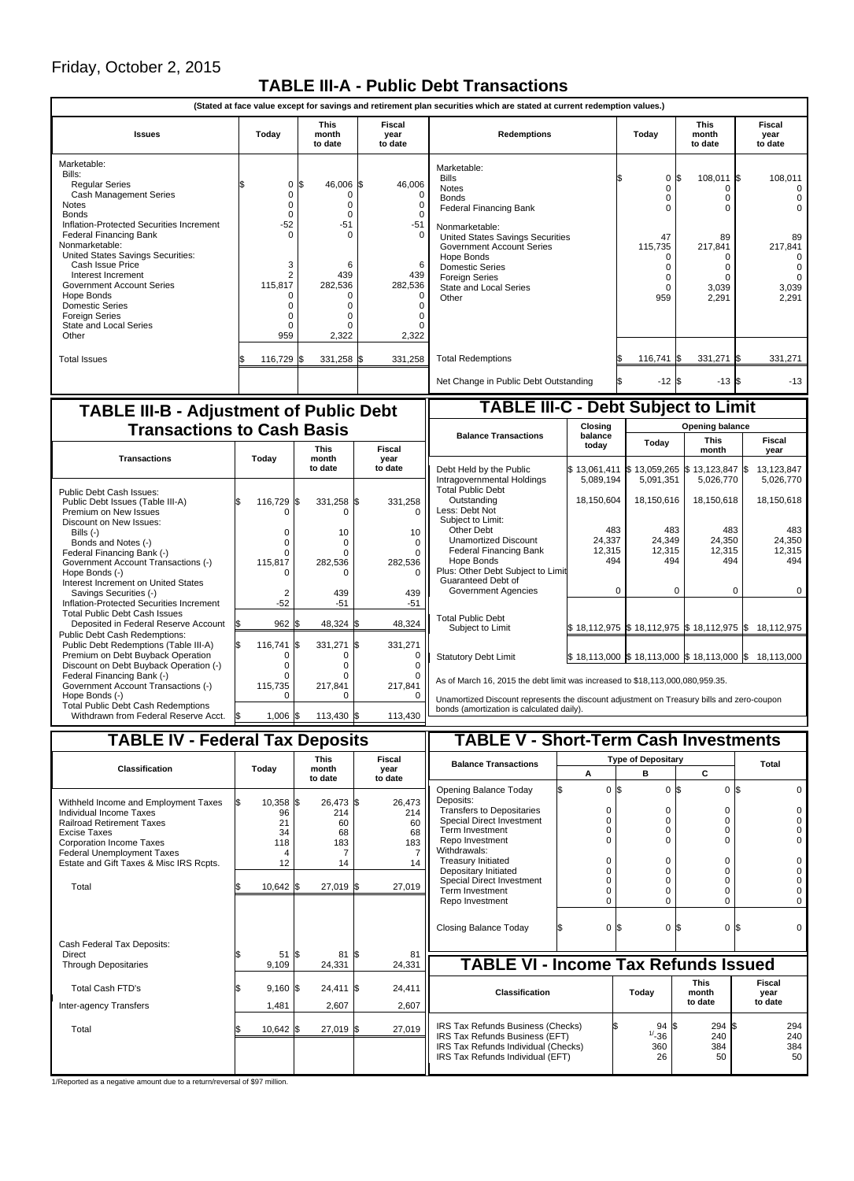Friday, October 2, 2015

# TABLE III-A - Public Debt Transactions

(Stated at face value except for savings and retirement plan securities which are stated at current redemption values.)

| Issues | Today | This month to date | Fiscal year to date |
|---|---|---|---|
| Marketable: | | | |
| Bills: | | | |
| Regular Series | $ 0 | $ 46,006 | $ 46,006 |
| Cash Management Series | 0 | 0 | 0 |
| Notes | 0 | 0 | 0 |
| Bonds | 0 | 0 | 0 |
| Inflation-Protected Securities Increment | -52 | -51 | -51 |
| Federal Financing Bank | 0 | 0 | 0 |
| Nonmarketable: | | | |
| United States Savings Securities: | | | |
| Cash Issue Price | 3 | 6 | 6 |
| Interest Increment | 2 | 439 | 439 |
| Government Account Series | 115,817 | 282,536 | 282,536 |
| Hope Bonds | 0 | 0 | 0 |
| Domestic Series | 0 | 0 | 0 |
| Foreign Series | 0 | 0 | 0 |
| State and Local Series | 0 | 0 | 0 |
| Other | 959 | 2,322 | 2,322 |
| Total Issues | $ 116,729 | $ 331,258 | $ 331,258 |

| Redemptions | Today | This month to date | Fiscal year to date |
|---|---|---|---|
| Marketable: | | | |
| Bills | $ 0 | $ 108,011 | $ 108,011 |
| Notes | 0 | 0 | 0 |
| Bonds | 0 | 0 | 0 |
| Federal Financing Bank | 0 | 0 | 0 |
| Nonmarketable: | | | |
| United States Savings Securities | 47 | 89 | 89 |
| Government Account Series | 115,735 | 217,841 | 217,841 |
| Hope Bonds | 0 | 0 | 0 |
| Domestic Series | 0 | 0 | 0 |
| Foreign Series | 0 | 0 | 0 |
| State and Local Series | 0 | 3,039 | 3,039 |
| Other | 959 | 2,291 | 2,291 |
| Total Redemptions | $ 116,741 | $ 331,271 | $ 331,271 |
| Net Change in Public Debt Outstanding | $ -12 | $ -13 | $ -13 |

# TABLE III-B - Adjustment of Public Debt Transactions to Cash Basis

| Transactions | Today | This month to date | Fiscal year to date |
|---|---|---|---|
| Public Debt Cash Issues: | | | |
| Public Debt Issues (Table III-A) | $ 116,729 | $ 331,258 | $ 331,258 |
| Premium on New Issues | 0 | 0 | 0 |
| Discount on New Issues: | | | |
| Bills (-) | 0 | 10 | 10 |
| Bonds and Notes (-) | 0 | 0 | 0 |
| Federal Financing Bank (-) | 0 | 0 | 0 |
| Government Account Transactions (-) | 115,817 | 282,536 | 282,536 |
| Hope Bonds (-) | 0 | 0 | 0 |
| Interest Increment on United States Savings Securities (-) | 2 | 439 | 439 |
| Inflation-Protected Securities Increment | -52 | -51 | -51 |
| Total Public Debt Cash Issues Deposited in Federal Reserve Account | $ 962 | $ 48,324 | $ 48,324 |
| Public Debt Cash Redemptions: | | | |
| Public Debt Redemptions (Table III-A) | $ 116,741 | $ 331,271 | $ 331,271 |
| Premium on Debt Buyback Operation | 0 | 0 | 0 |
| Discount on Debt Buyback Operation (-) | 0 | 0 | 0 |
| Federal Financing Bank (-) | 0 | 0 | 0 |
| Government Account Transactions (-) | 115,735 | 217,841 | 217,841 |
| Hope Bonds (-) | 0 | 0 | 0 |
| Total Public Debt Cash Redemptions Withdrawn from Federal Reserve Acct. | $ 1,006 | $ 113,430 | $ 113,430 |

# TABLE III-C - Debt Subject to Limit

| Balance Transactions | Closing balance today | Opening balance Today | Opening balance This month | Opening balance Fiscal year |
|---|---|---|---|---|
| Debt Held by the Public | $ 13,061,411 | $ 13,059,265 | $ 13,123,847 | $ 13,123,847 |
| Intragovernmental Holdings | 5,089,194 | 5,091,351 | 5,026,770 | 5,026,770 |
| Total Public Debt Outstanding | 18,150,604 | 18,150,616 | 18,150,618 | 18,150,618 |
| Less: Debt Not Subject to Limit: | | | | |
| Other Debt | 483 | 483 | 483 | 483 |
| Unamortized Discount | 24,337 | 24,349 | 24,350 | 24,350 |
| Federal Financing Bank | 12,315 | 12,315 | 12,315 | 12,315 |
| Hope Bonds | 494 | 494 | 494 | 494 |
| Plus: Other Debt Subject to Limit | | | | |
| Guaranteed Debt of Government Agencies | 0 | 0 | 0 | 0 |
| Total Public Debt Subject to Limit | $ 18,112,975 | $ 18,112,975 | $ 18,112,975 | $ 18,112,975 |
| Statutory Debt Limit | $ 18,113,000 | $ 18,113,000 | $ 18,113,000 | $ 18,113,000 |

As of March 16, 2015 the debt limit was increased to $18,113,000,080,959.35.

Unamortized Discount represents the discount adjustment on Treasury bills and zero-coupon bonds (amortization is calculated daily).

# TABLE IV - Federal Tax Deposits

| Classification | Today | This month to date | Fiscal year to date |
|---|---|---|---|
| Withheld Income and Employment Taxes | $ 10,358 | $ 26,473 | $ 26,473 |
| Individual Income Taxes | 96 | 214 | 214 |
| Railroad Retirement Taxes | 21 | 60 | 60 |
| Excise Taxes | 34 | 68 | 68 |
| Corporation Income Taxes | 118 | 183 | 183 |
| Federal Unemployment Taxes | 4 | 7 | 7 |
| Estate and Gift Taxes & Misc IRS Rcpts. | 12 | 14 | 14 |
| Total | $ 10,642 | $ 27,019 | $ 27,019 |
| Cash Federal Tax Deposits: | | | |
| Direct | $ 51 | $ 81 | $ 81 |
| Through Depositaries | 9,109 | 24,331 | 24,331 |
| Total Cash FTD's | $ 9,160 | $ 24,411 | $ 24,411 |
| Inter-agency Transfers | 1,481 | 2,607 | 2,607 |
| Total | $ 10,642 | $ 27,019 | $ 27,019 |

# TABLE V - Short-Term Cash Investments

| Balance Transactions | Type of Depositary A | Type of Depositary B | Type of Depositary C | Total |
|---|---|---|---|---|
| Opening Balance Today | $ 0 | $ 0 | $ 0 | $ 0 |
| Deposits: | | | | |
| Transfers to Depositaries | 0 | 0 | 0 | 0 |
| Special Direct Investment | 0 | 0 | 0 | 0 |
| Term Investment | 0 | 0 | 0 | 0 |
| Repo Investment | 0 | 0 | 0 | 0 |
| Withdrawals: | | | | |
| Treasury Initiated | 0 | 0 | 0 | 0 |
| Depositary Initiated | 0 | 0 | 0 | 0 |
| Special Direct Investment | 0 | 0 | 0 | 0 |
| Term Investment | 0 | 0 | 0 | 0 |
| Repo Investment | 0 | 0 | 0 | 0 |
| Closing Balance Today | $ 0 | $ 0 | $ 0 | $ 0 |

# TABLE VI - Income Tax Refunds Issued

| Classification | Today | This month to date | Fiscal year to date |
|---|---|---|---|
| IRS Tax Refunds Business (Checks) | $ 94 | $ 294 | $ 294 |
| IRS Tax Refunds Business (EFT) | [1/] -36 | 240 | 240 |
| IRS Tax Refunds Individual (Checks) | 360 | 384 | 384 |
| IRS Tax Refunds Individual (EFT) | 26 | 50 | 50 |

1/Reported as a negative amount due to a return/reversal of $97 million.